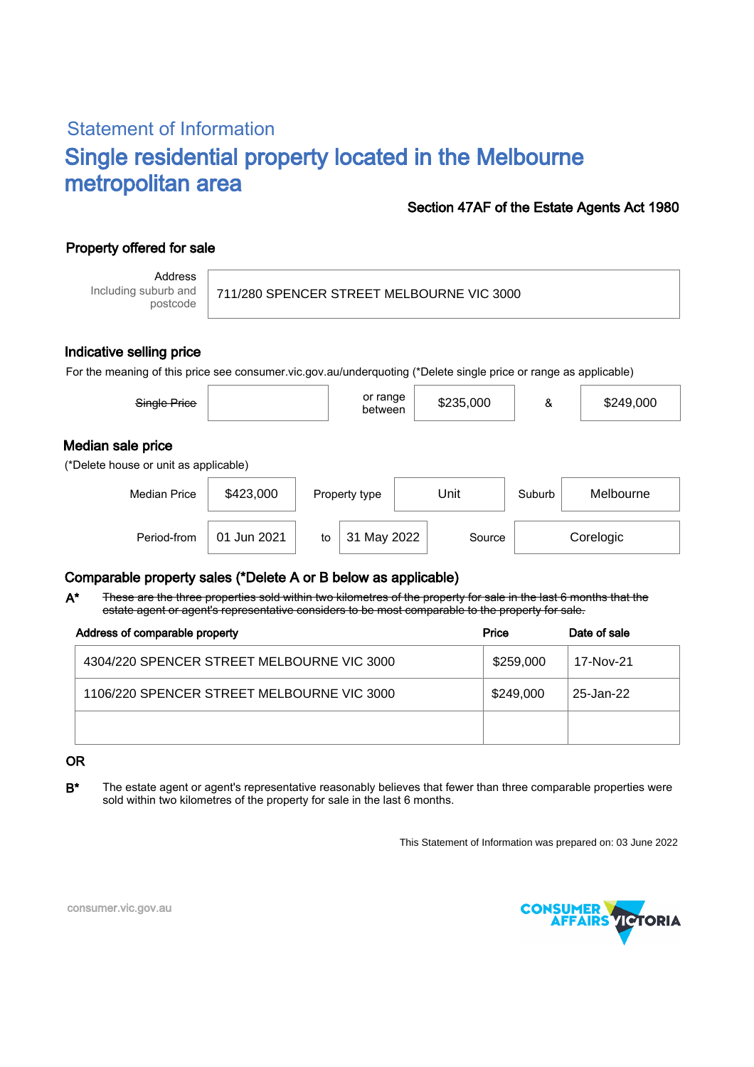## Statement of Information

# Single residential property located in the Melbourne metropolitan area

**Section 47AF of the Estate Agents Act 1980**

### Property offered for sale

| Address Including suburb and postcode | 711/280 SPENCER STREET MELBOURNE VIC 3000 |
|---|---|

### Indicative selling price

For the meaning of this price see consumer.vic.gov.au/underquoting (*Delete single price or range as applicable)

| ~~Single Price~~ | | or range between | $235,000 | & | $249,000 |
|---|---|---|---|---|---|

### Median sale price

(*Delete house or unit as applicable)

| Median Price | $423,000 | Property type | Unit | Suburb | Melbourne |
|---|---|---|---|---|---|
| Period-from | 01 Jun 2021 | to | 31 May 2022 | Source | Corelogic |

### Comparable property sales (*Delete A or B below as applicable)

**A*** ~~These are the three properties sold within two kilometres of the property for sale in the last 6 months that the estate agent or agent's representative considers to be most comparable to the property for sale.~~

| Address of comparable property | Price | Date of sale |
|---|---|---|
| 4304/220 SPENCER STREET MELBOURNE VIC 3000 | $259,000 | 17-Nov-21 |
| 1106/220 SPENCER STREET MELBOURNE VIC 3000 | $249,000 | 25-Jan-22 |
| | | |

**OR**

**B*** The estate agent or agent's representative reasonably believes that fewer than three comparable properties were sold within two kilometres of the property for sale in the last 6 months.

This Statement of Information was prepared on: 03 June 2022

consumer.vic.gov.au

CONSUMER AFFAIRS VICTORIA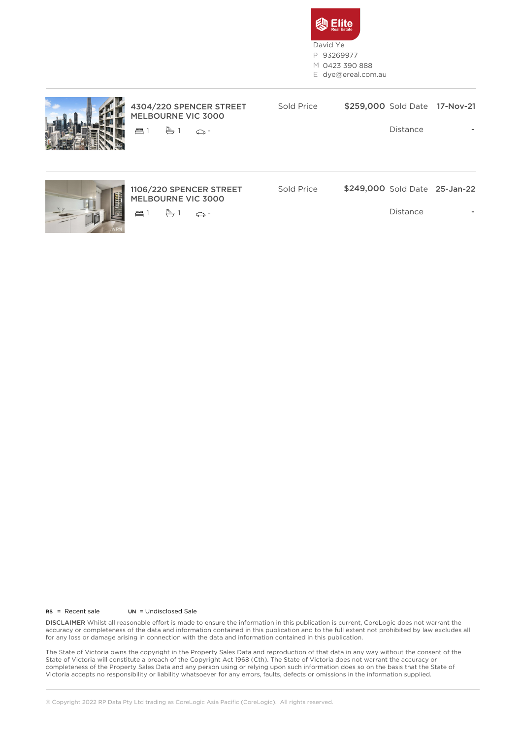Elite Real Estate

David Ye
P 93269977
M 0423 390 888
E dye@ereal.com.au

---

**4304/220 SPENCER STREET MELBOURNE VIC 3000**

1 bed | 1 bath | - car

Sold Price **$259,000** Sold Date **17-Nov-21**

Distance -

---

**1106/220 SPENCER STREET MELBOURNE VIC 3000**

1 bed | 1 bath | - car

Sold Price **$249,000** Sold Date **25-Jan-22**

Distance -

---

**RS** = Recent sale **UN** = Undisclosed Sale

**DISCLAIMER** Whilst all reasonable effort is made to ensure the information in this publication is current, CoreLogic does not warrant the accuracy or completeness of the data and information contained in this publication and to the full extent not prohibited by law excludes all for any loss or damage arising in connection with the data and information contained in this publication.

The State of Victoria owns the copyright in the Property Sales Data and reproduction of that data in any way without the consent of the State of Victoria will constitute a breach of the Copyright Act 1968 (Cth). The State of Victoria does not warrant the accuracy or completeness of the Property Sales Data and any person using or relying upon such information does so on the basis that the State of Victoria accepts no responsibility or liability whatsoever for any errors, faults, defects or omissions in the information supplied.

© Copyright 2022 RP Data Pty Ltd trading as CoreLogic Asia Pacific (CoreLogic). All rights reserved.